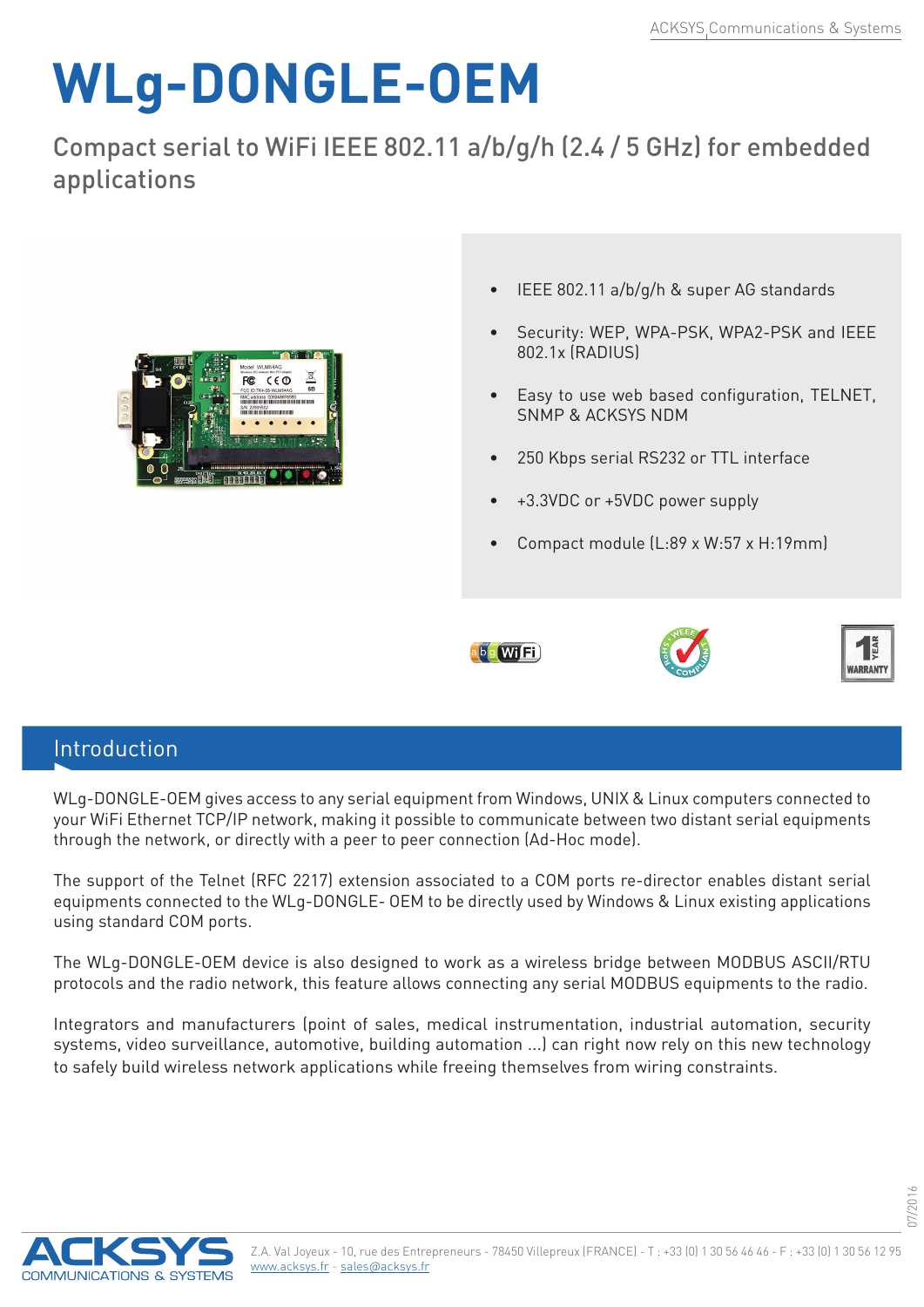# WLg-DONGLE-OEM

Compact serial to WiFi IEEE 802.11 a/b/g/h (2.4 / 5 GHz) for embedded applications

- IEEE 802.11 a/b/g/h & super AG standards
- Security: WEP, WPA-PSK, WPA2-PSK and IEEE 802.1x (RADIUS)
- Easy to use web based configuration, TELNET, SNMP & ACKSYS NDM
- 250 Kbps serial RS232 or TTL interface
- +3.3VDC or +5VDC power supply
- Compact module (L:89 x W:57 x H:19mm)

## Introduction

WLg-DONGLE-OEM gives access to any serial equipment from Windows, UNIX & Linux computers connected to your WiFi Ethernet TCP/IP network, making it possible to communicate between two distant serial equipments through the network, or directly with a peer to peer connection (Ad-Hoc mode).

The support of the Telnet (RFC 2217) extension associated to a COM ports re-director enables distant serial equipments connected to the WLg-DONGLE- OEM to be directly used by Windows & Linux existing applications using standard COM ports.

The WLg-DONGLE-OEM device is also designed to work as a wireless bridge between MODBUS ASCII/RTU protocols and the radio network, this feature allows connecting any serial MODBUS equipments to the radio.

Integrators and manufacturers (point of sales, medical instrumentation, industrial automation, security systems, video surveillance, automotive, building automation ...) can right now rely on this new technology to safely build wireless network applications while freeing themselves from wiring constraints.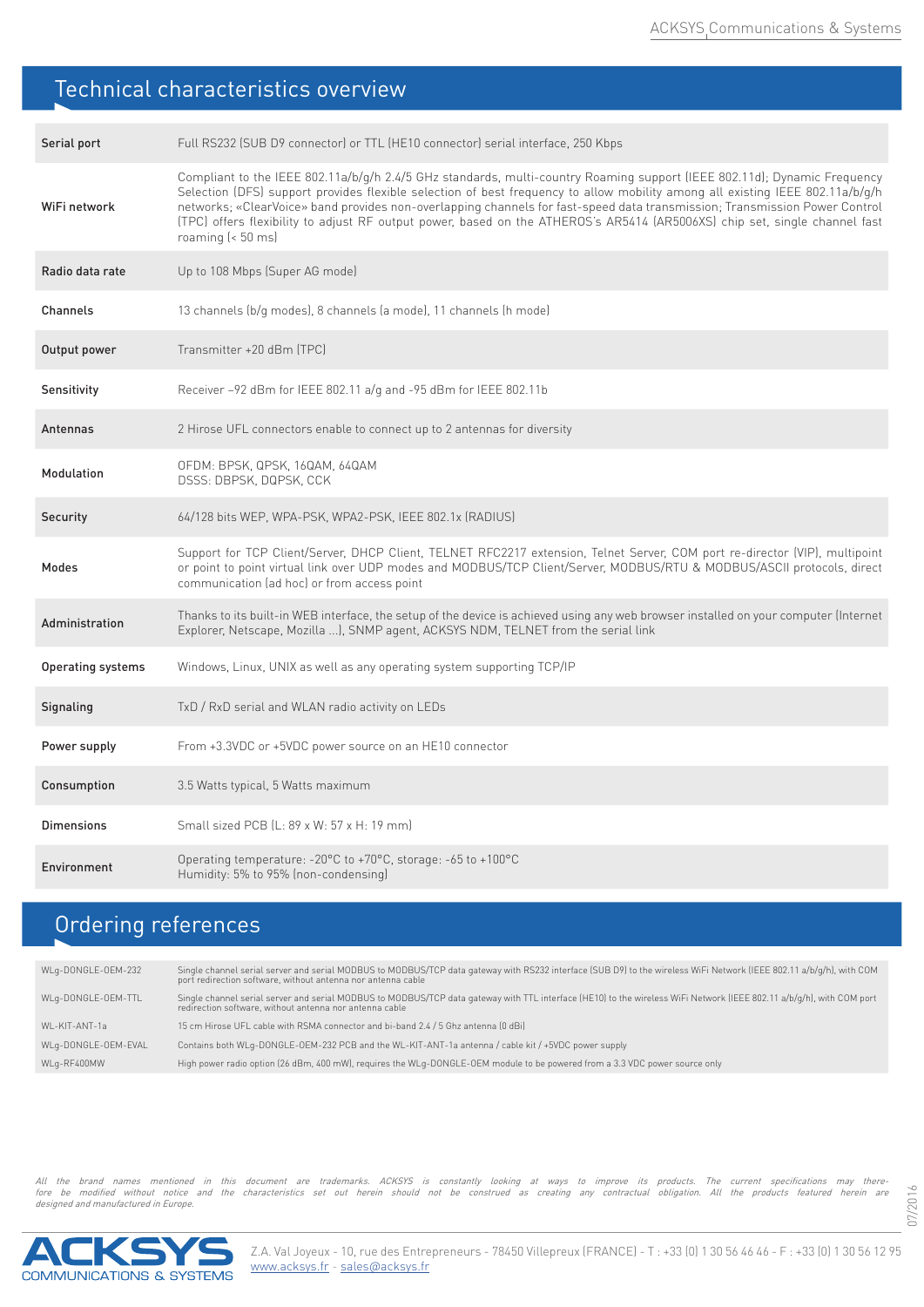## Technical characteristics overview

| | |
|---|---|
| **Serial port** | Full RS232 (SUB D9 connector) or TTL (HE10 connector) serial interface, 250 Kbps |
| **WiFi network** | Compliant to the IEEE 802.11a/b/g/h 2.4/5 GHz standards, multi-country Roaming support (IEEE 802.11d); Dynamic Frequency Selection (DFS) support provides flexible selection of best frequency to allow mobility among all existing IEEE 802.11a/b/g/h networks; «ClearVoice» band provides non-overlapping channels for fast-speed data transmission; Transmission Power Control (TPC) offers flexibility to adjust RF output power, based on the ATHEROS's AR5414 (AR5006XS) chip set, single channel fast roaming (< 50 ms) |
| **Radio data rate** | Up to 108 Mbps (Super AG mode) |
| **Channels** | 13 channels (b/g modes), 8 channels (a mode), 11 channels (h mode) |
| **Output power** | Transmitter +20 dBm (TPC) |
| **Sensitivity** | Receiver –92 dBm for IEEE 802.11 a/g and -95 dBm for IEEE 802.11b |
| **Antennas** | 2 Hirose UFL connectors enable to connect up to 2 antennas for diversity |
| **Modulation** | OFDM: BPSK, QPSK, 16QAM, 64QAM<br>DSSS: DBPSK, DQPSK, CCK |
| **Security** | 64/128 bits WEP, WPA-PSK, WPA2-PSK, IEEE 802.1x (RADIUS) |
| **Modes** | Support for TCP Client/Server, DHCP Client, TELNET RFC2217 extension, Telnet Server, COM port re-director (VIP), multipoint or point to point virtual link over UDP modes and MODBUS/TCP Client/Server, MODBUS/RTU & MODBUS/ASCII protocols, direct communication (ad hoc) or from access point |
| **Administration** | Thanks to its built-in WEB interface, the setup of the device is achieved using any web browser installed on your computer (Internet Explorer, Netscape, Mozilla ...), SNMP agent, ACKSYS NDM, TELNET from the serial link |
| **Operating systems** | Windows, Linux, UNIX as well as any operating system supporting TCP/IP |
| **Signaling** | TxD / RxD serial and WLAN radio activity on LEDs |
| **Power supply** | From +3.3VDC or +5VDC power source on an HE10 connector |
| **Consumption** | 3.5 Watts typical, 5 Watts maximum |
| **Dimensions** | Small sized PCB (L: 89 x W: 57 x H: 19 mm) |
| **Environment** | Operating temperature: -20°C to +70°C, storage: -65 to +100°C<br>Humidity: 5% to 95% (non-condensing) |

## Ordering references

| | |
|---|---|
| WLg-DONGLE-OEM-232 | Single channel serial server and serial MODBUS to MODBUS/TCP data gateway with RS232 interface (SUB D9) to the wireless WiFi Network (IEEE 802.11 a/b/g/h), with COM port redirection software, without antenna nor antenna cable |
| WLg-DONGLE-OEM-TTL | Single channel serial server and serial MODBUS to MODBUS/TCP data gateway with TTL interface (HE10) to the wireless WiFi Network (IEEE 802.11 a/b/g/h), with COM port redirection software, without antenna nor antenna cable |
| WL-KIT-ANT-1a | 15 cm Hirose UFL cable with RSMA connector and bi-band 2.4 / 5 Ghz antenna (0 dBi) |
| WLg-DONGLE-OEM-EVAL | Contains both WLg-DONGLE-OEM-232 PCB and the WL-KIT-ANT-1a antenna / cable kit / +5VDC power supply |
| WLg-RF400MW | High power radio option (26 dBm, 400 mW), requires the WLg-DONGLE-OEM module to be powered from a 3.3 VDC power source only |

*All the brand names mentioned in this document are trademarks. ACKSYS is constantly looking at ways to improve its products. The current specifications may therefore be modified without notice and the characteristics set out herein should not be construed as creating any contractual obligation. All the products featured herein are designed and manufactured in Europe.*

07/2016

ACKSYS COMMUNICATIONS & SYSTEMS

Z.A. Val Joyeux - 10, rue des Entrepreneurs - 78450 Villepreux (FRANCE) - T : +33 (0) 1 30 56 46 46 - F : +33 (0) 1 30 56 12 95
www.acksys.fr - sales@acksys.fr